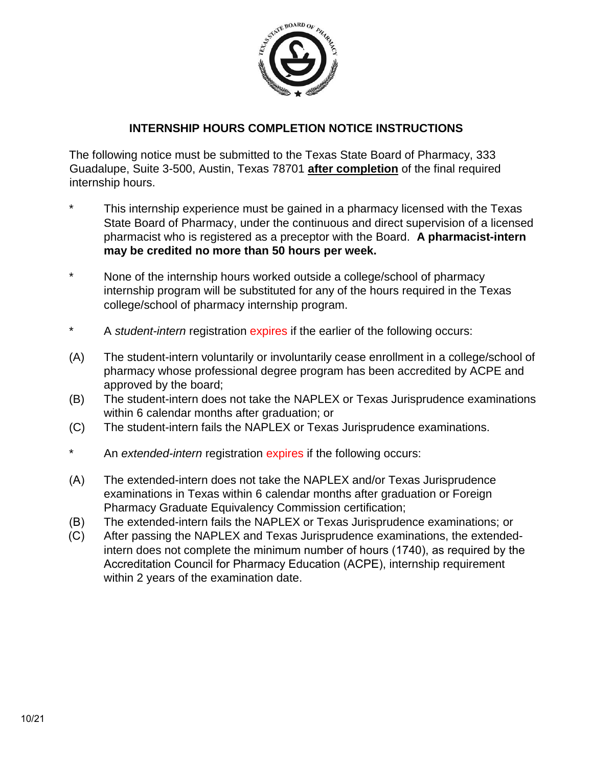## INTERNSHIP HOURS COMPLETION NOTICE INSTRUCTIONS

The following notice must be submitted to the Texas State Board of Pharmacy, 333 Guadalupe, Suite 3-500, Austin, Texas 78701 **after completion** of the final required internship hours.

* This internship experience must be gained in a pharmacy licensed with the Texas State Board of Pharmacy, under the continuous and direct supervision of a licensed pharmacist who is registered as a preceptor with the Board. **A pharmacist-intern may be credited no more than 50 hours per week.**

* None of the internship hours worked outside a college/school of pharmacy internship program will be substituted for any of the hours required in the Texas college/school of pharmacy internship program.

* A *student-intern* registration expires if the earlier of the following occurs:

(A) The student-intern voluntarily or involuntarily cease enrollment in a college/school of pharmacy whose professional degree program has been accredited by ACPE and approved by the board;
(B) The student-intern does not take the NAPLEX or Texas Jurisprudence examinations within 6 calendar months after graduation; or
(C) The student-intern fails the NAPLEX or Texas Jurisprudence examinations.

* An *extended-intern* registration expires if the following occurs:

(A) The extended-intern does not take the NAPLEX and/or Texas Jurisprudence examinations in Texas within 6 calendar months after graduation or Foreign Pharmacy Graduate Equivalency Commission certification;
(B) The extended-intern fails the NAPLEX or Texas Jurisprudence examinations; or
(C) After passing the NAPLEX and Texas Jurisprudence examinations, the extended-intern does not complete the minimum number of hours (1740), as required by the Accreditation Council for Pharmacy Education (ACPE), internship requirement within 2 years of the examination date.

10/21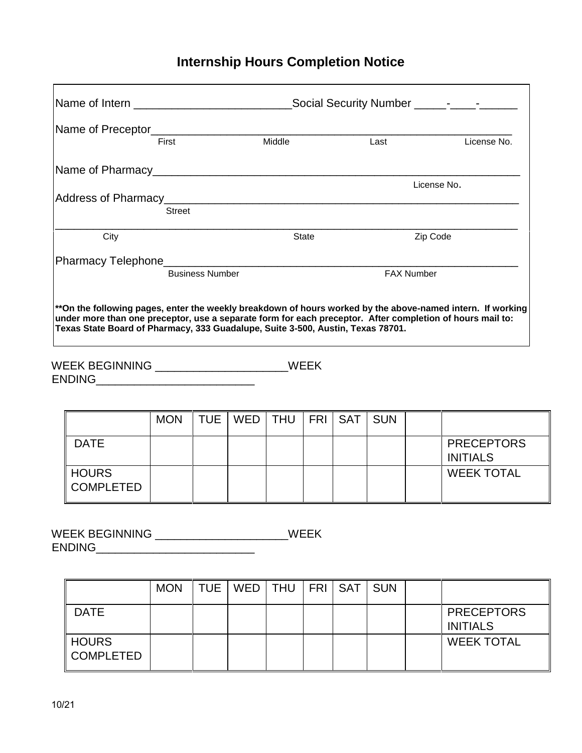# Internship Hours Completion Notice

Name of Intern _________________________Social Security Number _____-____-______

Name of Preceptor___________________________________________________________
First Middle Last License No.

Name of Pharmacy___________________________________________________________
License No.

Address of Pharmacy_________________________________________________________
Street

___________________________________________________________________________
City State Zip Code

Pharmacy Telephone__________________________________________________________
Business Number FAX Number

**\*\*On the following pages, enter the weekly breakdown of hours worked by the above-named intern. If working under more than one preceptor, use a separate form for each preceptor. After completion of hours mail to: Texas State Board of Pharmacy, 333 Guadalupe, Suite 3-500, Austin, Texas 78701.**

WEEK BEGINNING ____________________WEEK ENDING_________________________

| | MON | TUE | WED | THU | FRI | SAT | SUN | | |
|---|---|---|---|---|---|---|---|---|---|
| DATE | | | | | | | | | PRECEPTORS INITIALS |
| HOURS COMPLETED | | | | | | | | | WEEK TOTAL |

WEEK BEGINNING ____________________WEEK ENDING_________________________

| | MON | TUE | WED | THU | FRI | SAT | SUN | | |
|---|---|---|---|---|---|---|---|---|---|
| DATE | | | | | | | | | PRECEPTORS INITIALS |
| HOURS COMPLETED | | | | | | | | | WEEK TOTAL |

10/21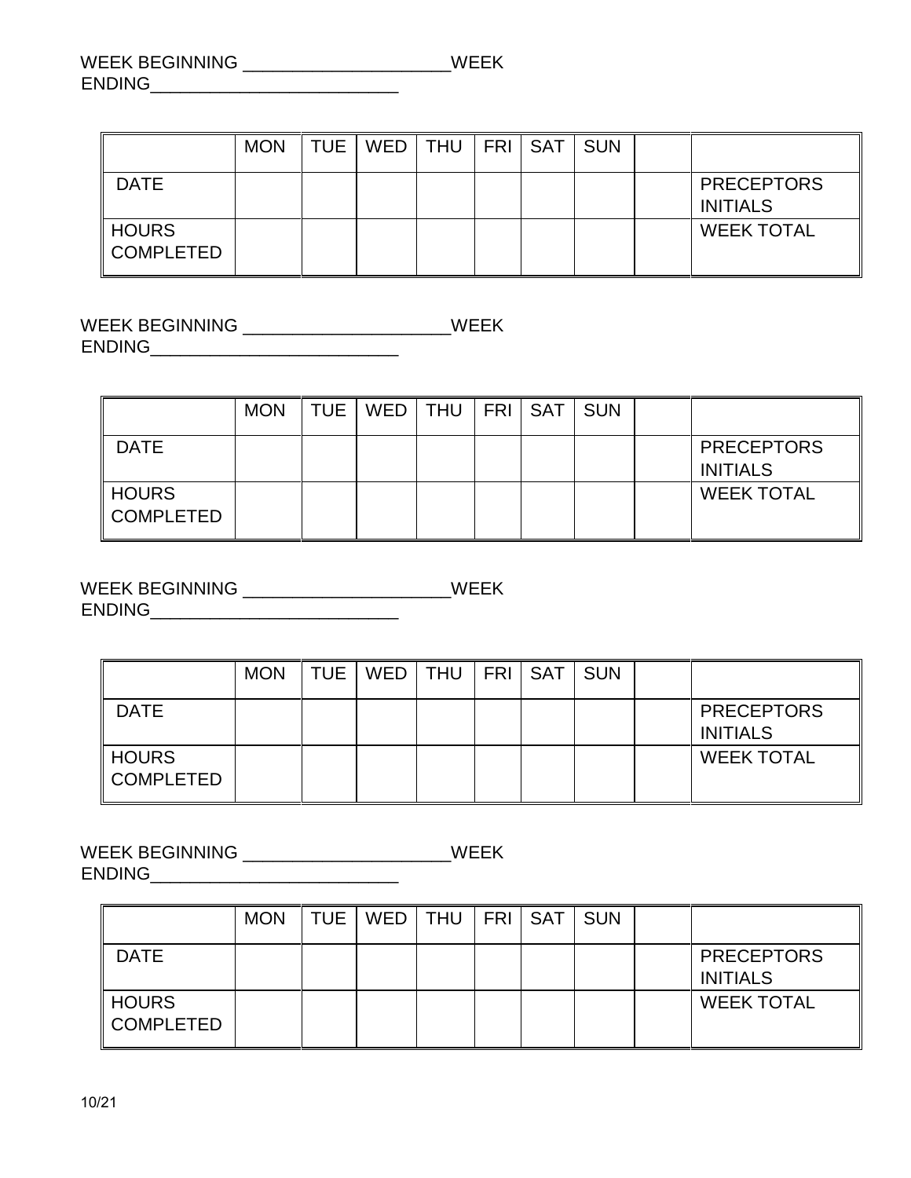WEEK BEGINNING ____________________WEEK ENDING_________________________

| | MON | TUE | WED | THU | FRI | SAT | SUN | | |
|---|---|---|---|---|---|---|---|---|---|
| DATE | | | | | | | | | PRECEPTORS INITIALS |
| HOURS COMPLETED | | | | | | | | | WEEK TOTAL |

WEEK BEGINNING ____________________WEEK ENDING_________________________

| | MON | TUE | WED | THU | FRI | SAT | SUN | | |
|---|---|---|---|---|---|---|---|---|---|
| DATE | | | | | | | | | PRECEPTORS INITIALS |
| HOURS COMPLETED | | | | | | | | | WEEK TOTAL |

WEEK BEGINNING ____________________WEEK ENDING_________________________

| | MON | TUE | WED | THU | FRI | SAT | SUN | | |
|---|---|---|---|---|---|---|---|---|---|
| DATE | | | | | | | | | PRECEPTORS INITIALS |
| HOURS COMPLETED | | | | | | | | | WEEK TOTAL |

WEEK BEGINNING ____________________WEEK ENDING_________________________

| | MON | TUE | WED | THU | FRI | SAT | SUN | | |
|---|---|---|---|---|---|---|---|---|---|
| DATE | | | | | | | | | PRECEPTORS INITIALS |
| HOURS COMPLETED | | | | | | | | | WEEK TOTAL |

10/21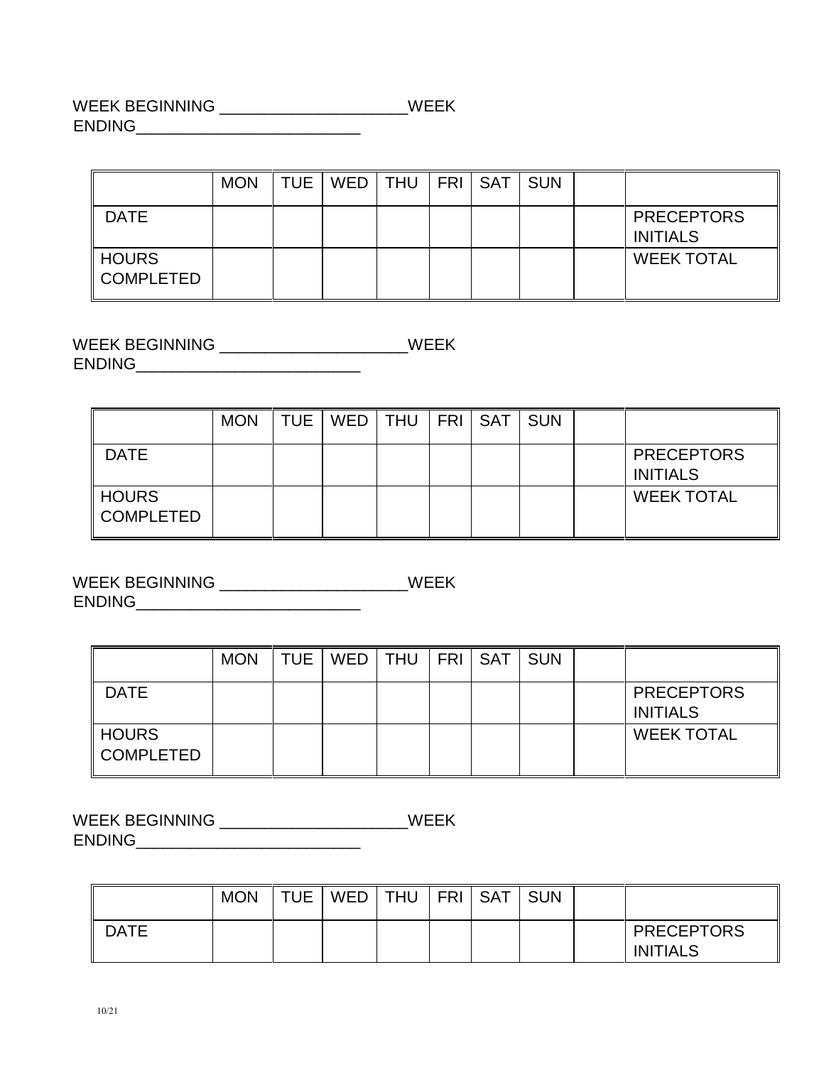WEEK BEGINNING ____________________WEEK ENDING________________________

| | MON | TUE | WED | THU | FRI | SAT | SUN | | |
|---|---|---|---|---|---|---|---|---|---|
| DATE | | | | | | | | | PRECEPTORS INITIALS |
| HOURS COMPLETED | | | | | | | | | WEEK TOTAL |

WEEK BEGINNING ____________________WEEK ENDING________________________

| | MON | TUE | WED | THU | FRI | SAT | SUN | | |
|---|---|---|---|---|---|---|---|---|---|
| DATE | | | | | | | | | PRECEPTORS INITIALS |
| HOURS COMPLETED | | | | | | | | | WEEK TOTAL |

WEEK BEGINNING ____________________WEEK ENDING________________________

| | MON | TUE | WED | THU | FRI | SAT | SUN | | |
|---|---|---|---|---|---|---|---|---|---|
| DATE | | | | | | | | | PRECEPTORS INITIALS |
| HOURS COMPLETED | | | | | | | | | WEEK TOTAL |

WEEK BEGINNING ____________________WEEK ENDING________________________

| | MON | TUE | WED | THU | FRI | SAT | SUN | | |
|---|---|---|---|---|---|---|---|---|---|
| DATE | | | | | | | | | PRECEPTORS INITIALS |

10/21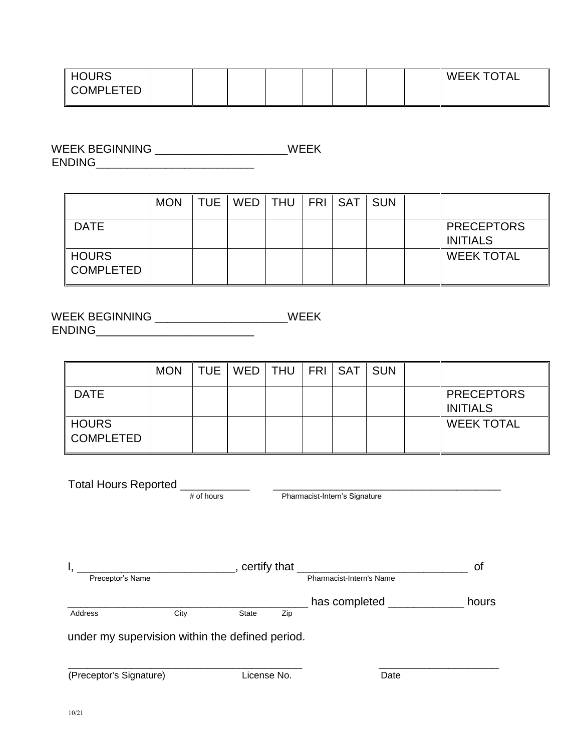| HOURS COMPLETED | | | | | | | | | WEEK TOTAL |
|---|---|---|---|---|---|---|---|---|---|

WEEK BEGINNING ____________________WEEK ENDING________________________

| | MON | TUE | WED | THU | FRI | SAT | SUN | | |
|---|---|---|---|---|---|---|---|---|---|
| DATE | | | | | | | | | PRECEPTORS INITIALS |
| HOURS COMPLETED | | | | | | | | | WEEK TOTAL |

WEEK BEGINNING ____________________WEEK ENDING________________________

| | MON | TUE | WED | THU | FRI | SAT | SUN | | |
|---|---|---|---|---|---|---|---|---|---|
| DATE | | | | | | | | | PRECEPTORS INITIALS |
| HOURS COMPLETED | | | | | | | | | WEEK TOTAL |

Total Hours Reported ___________ ___________________________________
# of hours Pharmacist-Intern's Signature

I, _________________________, certify that ___________________________ of
Preceptor's Name Pharmacist-Intern's Name

_______________________________________ has completed ____________ hours
Address City State Zip

under my supervision within the defined period.

_________________________________________ ____________________
(Preceptor's Signature) License No. Date

10/21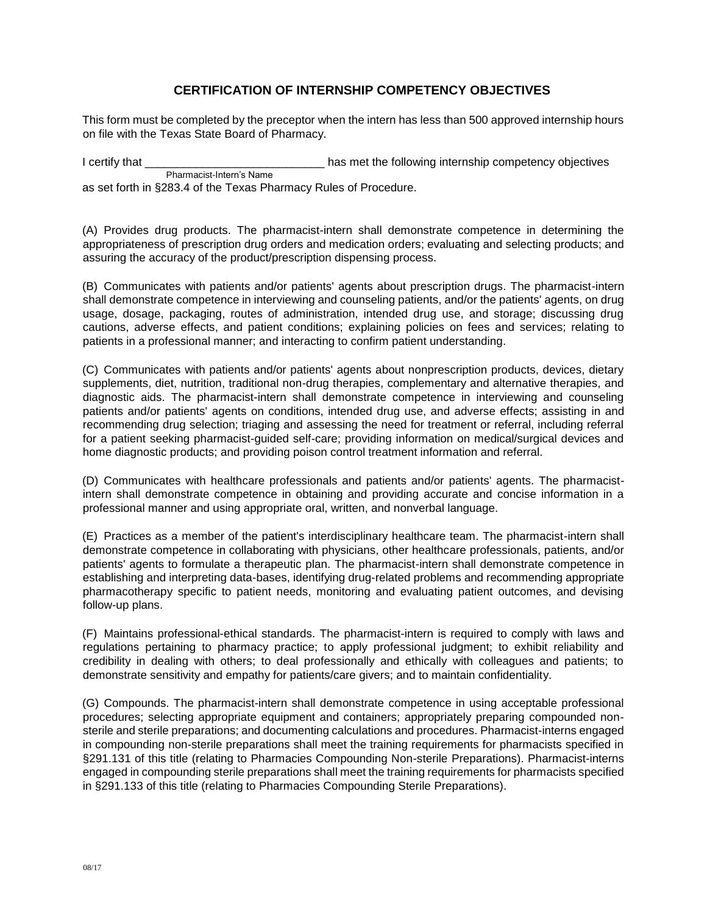# CERTIFICATION OF INTERNSHIP COMPETENCY OBJECTIVES

This form must be completed by the preceptor when the intern has less than 500 approved internship hours on file with the Texas State Board of Pharmacy.

I certify that ____________________________ has met the following internship competency objectives
Pharmacist-Intern's Name
as set forth in §283.4 of the Texas Pharmacy Rules of Procedure.

(A) Provides drug products. The pharmacist-intern shall demonstrate competence in determining the appropriateness of prescription drug orders and medication orders; evaluating and selecting products; and assuring the accuracy of the product/prescription dispensing process.

(B) Communicates with patients and/or patients' agents about prescription drugs. The pharmacist-intern shall demonstrate competence in interviewing and counseling patients, and/or the patients' agents, on drug usage, dosage, packaging, routes of administration, intended drug use, and storage; discussing drug cautions, adverse effects, and patient conditions; explaining policies on fees and services; relating to patients in a professional manner; and interacting to confirm patient understanding.

(C) Communicates with patients and/or patients' agents about nonprescription products, devices, dietary supplements, diet, nutrition, traditional non-drug therapies, complementary and alternative therapies, and diagnostic aids. The pharmacist-intern shall demonstrate competence in interviewing and counseling patients and/or patients' agents on conditions, intended drug use, and adverse effects; assisting in and recommending drug selection; triaging and assessing the need for treatment or referral, including referral for a patient seeking pharmacist-guided self-care; providing information on medical/surgical devices and home diagnostic products; and providing poison control treatment information and referral.

(D) Communicates with healthcare professionals and patients and/or patients' agents. The pharmacist-intern shall demonstrate competence in obtaining and providing accurate and concise information in a professional manner and using appropriate oral, written, and nonverbal language.

(E) Practices as a member of the patient's interdisciplinary healthcare team. The pharmacist-intern shall demonstrate competence in collaborating with physicians, other healthcare professionals, patients, and/or patients' agents to formulate a therapeutic plan. The pharmacist-intern shall demonstrate competence in establishing and interpreting data-bases, identifying drug-related problems and recommending appropriate pharmacotherapy specific to patient needs, monitoring and evaluating patient outcomes, and devising follow-up plans.

(F) Maintains professional-ethical standards. The pharmacist-intern is required to comply with laws and regulations pertaining to pharmacy practice; to apply professional judgment; to exhibit reliability and credibility in dealing with others; to deal professionally and ethically with colleagues and patients; to demonstrate sensitivity and empathy for patients/care givers; and to maintain confidentiality.

(G) Compounds. The pharmacist-intern shall demonstrate competence in using acceptable professional procedures; selecting appropriate equipment and containers; appropriately preparing compounded non-sterile and sterile preparations; and documenting calculations and procedures. Pharmacist-interns engaged in compounding non-sterile preparations shall meet the training requirements for pharmacists specified in §291.131 of this title (relating to Pharmacies Compounding Non-sterile Preparations). Pharmacist-interns engaged in compounding sterile preparations shall meet the training requirements for pharmacists specified in §291.133 of this title (relating to Pharmacies Compounding Sterile Preparations).

08/17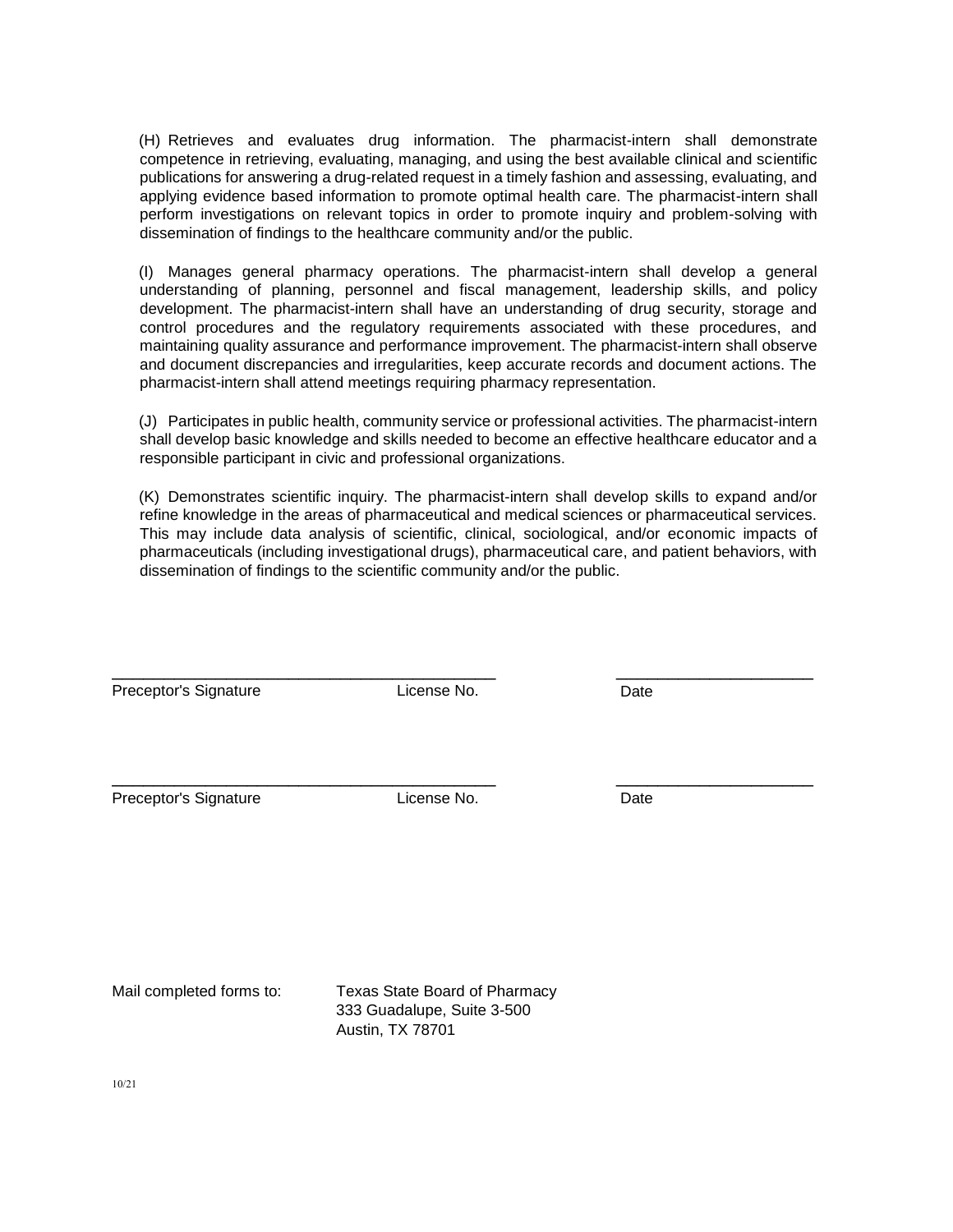(H) Retrieves and evaluates drug information. The pharmacist-intern shall demonstrate competence in retrieving, evaluating, managing, and using the best available clinical and scientific publications for answering a drug-related request in a timely fashion and assessing, evaluating, and applying evidence based information to promote optimal health care. The pharmacist-intern shall perform investigations on relevant topics in order to promote inquiry and problem-solving with dissemination of findings to the healthcare community and/or the public.

(I) Manages general pharmacy operations. The pharmacist-intern shall develop a general understanding of planning, personnel and fiscal management, leadership skills, and policy development. The pharmacist-intern shall have an understanding of drug security, storage and control procedures and the regulatory requirements associated with these procedures, and maintaining quality assurance and performance improvement. The pharmacist-intern shall observe and document discrepancies and irregularities, keep accurate records and document actions. The pharmacist-intern shall attend meetings requiring pharmacy representation.

(J) Participates in public health, community service or professional activities. The pharmacist-intern shall develop basic knowledge and skills needed to become an effective healthcare educator and a responsible participant in civic and professional organizations.

(K) Demonstrates scientific inquiry. The pharmacist-intern shall develop skills to expand and/or refine knowledge in the areas of pharmaceutical and medical sciences or pharmaceutical services. This may include data analysis of scientific, clinical, sociological, and/or economic impacts of pharmaceuticals (including investigational drugs), pharmaceutical care, and patient behaviors, with dissemination of findings to the scientific community and/or the public.

_______________________________________________  ______________________

Preceptor's Signature          License No.          Date

_______________________________________________  ______________________

Preceptor's Signature          License No.          Date

Mail completed forms to:

Texas State Board of Pharmacy
333 Guadalupe, Suite 3-500
Austin, TX 78701

10/21